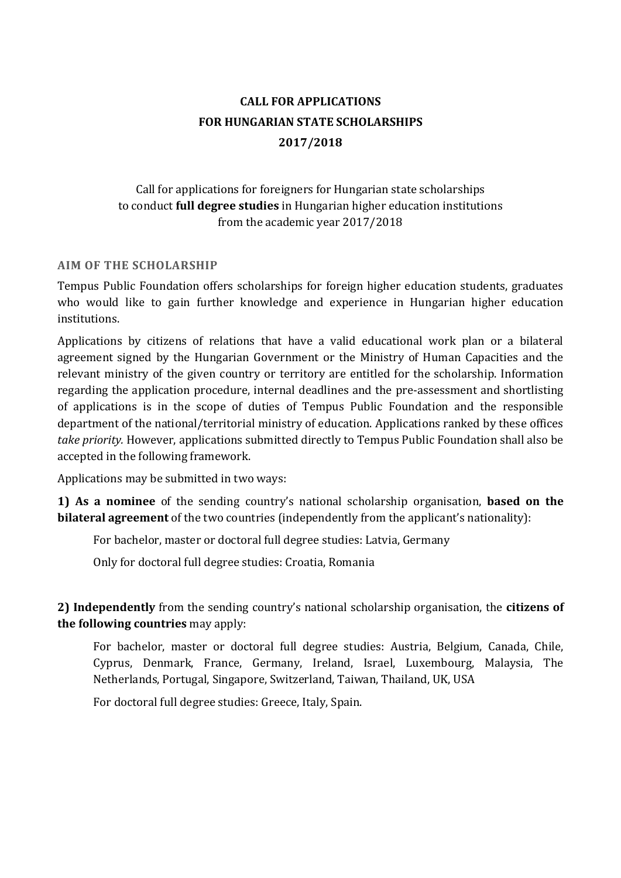# CALL FOR APPLICATIONS
# FOR HUNGARIAN STATE SCHOLARSHIPS
# 2017/2018

Call for applications for foreigners for Hungarian state scholarships to conduct **full degree studies** in Hungarian higher education institutions from the academic year 2017/2018

## AIM OF THE SCHOLARSHIP

Tempus Public Foundation offers scholarships for foreign higher education students, graduates who would like to gain further knowledge and experience in Hungarian higher education institutions.

Applications by citizens of relations that have a valid educational work plan or a bilateral agreement signed by the Hungarian Government or the Ministry of Human Capacities and the relevant ministry of the given country or territory are entitled for the scholarship. Information regarding the application procedure, internal deadlines and the pre-assessment and shortlisting of applications is in the scope of duties of Tempus Public Foundation and the responsible department of the national/territorial ministry of education. Applications ranked by these offices *take priority.* However, applications submitted directly to Tempus Public Foundation shall also be accepted in the following framework.

Applications may be submitted in two ways:

**1) As a nominee** of the sending country's national scholarship organisation, **based on the bilateral agreement** of the two countries (independently from the applicant's nationality):

For bachelor, master or doctoral full degree studies: Latvia, Germany

Only for doctoral full degree studies: Croatia, Romania

**2) Independently** from the sending country's national scholarship organisation, the **citizens of the following countries** may apply:

For bachelor, master or doctoral full degree studies: Austria, Belgium, Canada, Chile, Cyprus, Denmark, France, Germany, Ireland, Israel, Luxembourg, Malaysia, The Netherlands, Portugal, Singapore, Switzerland, Taiwan, Thailand, UK, USA

For doctoral full degree studies: Greece, Italy, Spain.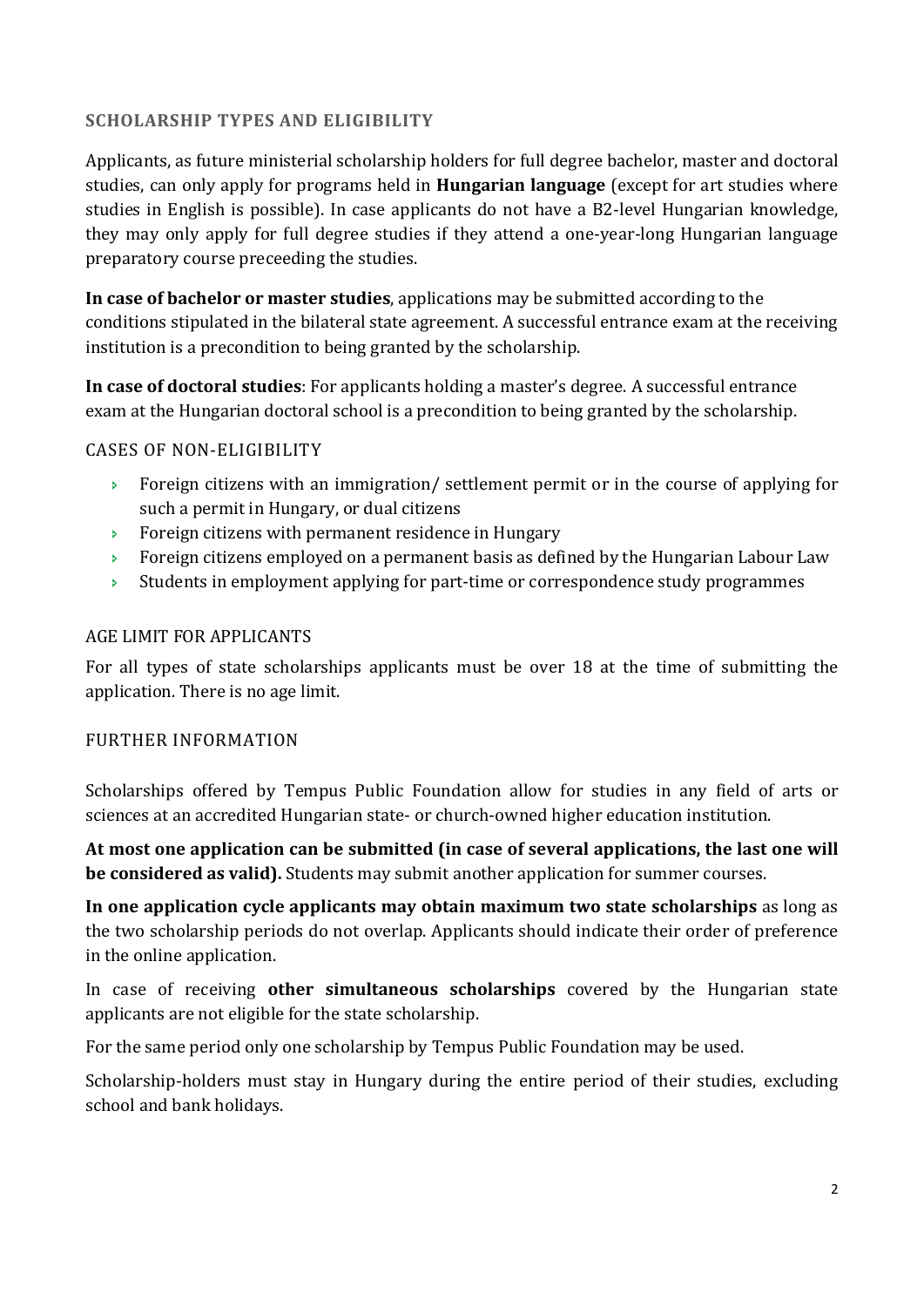## SCHOLARSHIP TYPES AND ELIGIBILITY

Applicants, as future ministerial scholarship holders for full degree bachelor, master and doctoral studies, can only apply for programs held in **Hungarian language** (except for art studies where studies in English is possible). In case applicants do not have a B2-level Hungarian knowledge, they may only apply for full degree studies if they attend a one-year-long Hungarian language preparatory course preceeding the studies.

**In case of bachelor or master studies**, applications may be submitted according to the conditions stipulated in the bilateral state agreement. A successful entrance exam at the receiving institution is a precondition to being granted by the scholarship.

**In case of doctoral studies**: For applicants holding a master's degree. A successful entrance exam at the Hungarian doctoral school is a precondition to being granted by the scholarship.

### CASES OF NON-ELIGIBILITY

- Foreign citizens with an immigration/ settlement permit or in the course of applying for such a permit in Hungary, or dual citizens
- Foreign citizens with permanent residence in Hungary
- Foreign citizens employed on a permanent basis as defined by the Hungarian Labour Law
- Students in employment applying for part-time or correspondence study programmes

### AGE LIMIT FOR APPLICANTS

For all types of state scholarships applicants must be over 18 at the time of submitting the application. There is no age limit.

### FURTHER INFORMATION

Scholarships offered by Tempus Public Foundation allow for studies in any field of arts or sciences at an accredited Hungarian state- or church-owned higher education institution.

**At most one application can be submitted (in case of several applications, the last one will be considered as valid).** Students may submit another application for summer courses.

**In one application cycle applicants may obtain maximum two state scholarships** as long as the two scholarship periods do not overlap. Applicants should indicate their order of preference in the online application.

In case of receiving **other simultaneous scholarships** covered by the Hungarian state applicants are not eligible for the state scholarship.

For the same period only one scholarship by Tempus Public Foundation may be used.

Scholarship-holders must stay in Hungary during the entire period of their studies, excluding school and bank holidays.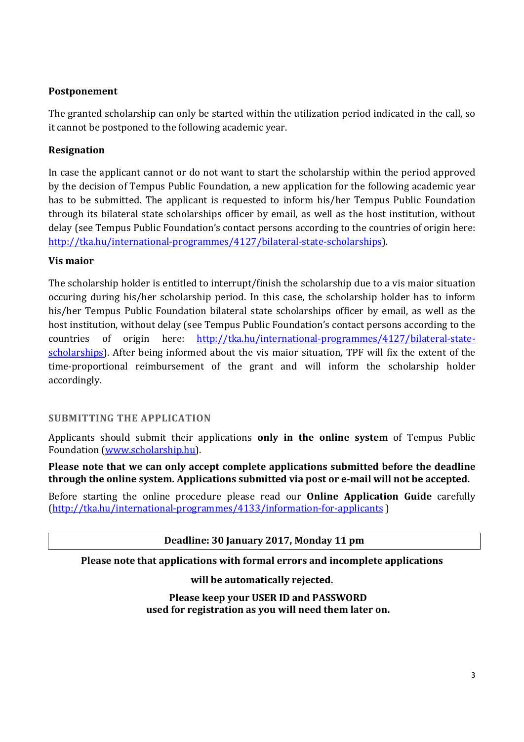**Postponement**

The granted scholarship can only be started within the utilization period indicated in the call, so it cannot be postponed to the following academic year.

**Resignation**

In case the applicant cannot or do not want to start the scholarship within the period approved by the decision of Tempus Public Foundation, a new application for the following academic year has to be submitted. The applicant is requested to inform his/her Tempus Public Foundation through its bilateral state scholarships officer by email, as well as the host institution, without delay (see Tempus Public Foundation's contact persons according to the countries of origin here: [http://tka.hu/international-programmes/4127/bilateral-state-scholarships](http://tka.hu/international-programmes/4127/bilateral-state-scholarships)).

**Vis maior**

The scholarship holder is entitled to interrupt/finish the scholarship due to a vis maior situation occuring during his/her scholarship period. In this case, the scholarship holder has to inform his/her Tempus Public Foundation bilateral state scholarships officer by email, as well as the host institution, without delay (see Tempus Public Foundation's contact persons according to the countries of origin here: [http://tka.hu/international-programmes/4127/bilateral-state-scholarships](http://tka.hu/international-programmes/4127/bilateral-state-scholarships)). After being informed about the vis maior situation, TPF will fix the extent of the time-proportional reimbursement of the grant and will inform the scholarship holder accordingly.

## SUBMITTING THE APPLICATION

Applicants should submit their applications **only in the online system** of Tempus Public Foundation ([www.scholarship.hu](www.scholarship.hu)).

**Please note that we can only accept complete applications submitted before the deadline through the online system. Applications submitted via post or e-mail will not be accepted.**

Before starting the online procedure please read our **Online Application Guide** carefully ([http://tka.hu/international-programmes/4133/information-for-applicants](http://tka.hu/international-programmes/4133/information-for-applicants) )

**Deadline: 30 January 2017, Monday 11 pm**

**Please note that applications with formal errors and incomplete applications will be automatically rejected.**

**Please keep your USER ID and PASSWORD used for registration as you will need them later on.**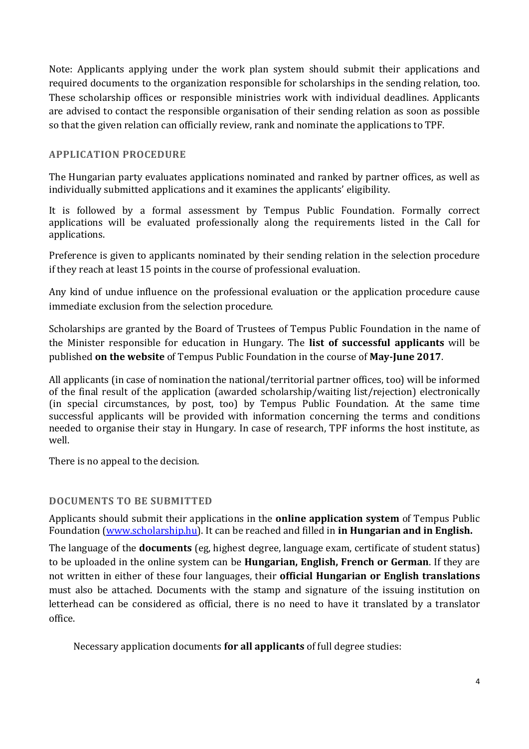Note: Applicants applying under the work plan system should submit their applications and required documents to the organization responsible for scholarships in the sending relation, too. These scholarship offices or responsible ministries work with individual deadlines. Applicants are advised to contact the responsible organisation of their sending relation as soon as possible so that the given relation can officially review, rank and nominate the applications to TPF.

## APPLICATION PROCEDURE

The Hungarian party evaluates applications nominated and ranked by partner offices, as well as individually submitted applications and it examines the applicants' eligibility.

It is followed by a formal assessment by Tempus Public Foundation. Formally correct applications will be evaluated professionally along the requirements listed in the Call for applications.

Preference is given to applicants nominated by their sending relation in the selection procedure if they reach at least 15 points in the course of professional evaluation.

Any kind of undue influence on the professional evaluation or the application procedure cause immediate exclusion from the selection procedure.

Scholarships are granted by the Board of Trustees of Tempus Public Foundation in the name of the Minister responsible for education in Hungary. The **list of successful applicants** will be published **on the website** of Tempus Public Foundation in the course of **May-June 2017**.

All applicants (in case of nomination the national/territorial partner offices, too) will be informed of the final result of the application (awarded scholarship/waiting list/rejection) electronically (in special circumstances, by post, too) by Tempus Public Foundation. At the same time successful applicants will be provided with information concerning the terms and conditions needed to organise their stay in Hungary. In case of research, TPF informs the host institute, as well.

There is no appeal to the decision.

## DOCUMENTS TO BE SUBMITTED

Applicants should submit their applications in the **online application system** of Tempus Public Foundation ([www.scholarship.hu](www.scholarship.hu)). It can be reached and filled in **in Hungarian and in English.**

The language of the **documents** (eg, highest degree, language exam, certificate of student status) to be uploaded in the online system can be **Hungarian, English, French or German**. If they are not written in either of these four languages, their **official Hungarian or English translations** must also be attached. Documents with the stamp and signature of the issuing institution on letterhead can be considered as official, there is no need to have it translated by a translator office.

Necessary application documents **for all applicants** of full degree studies: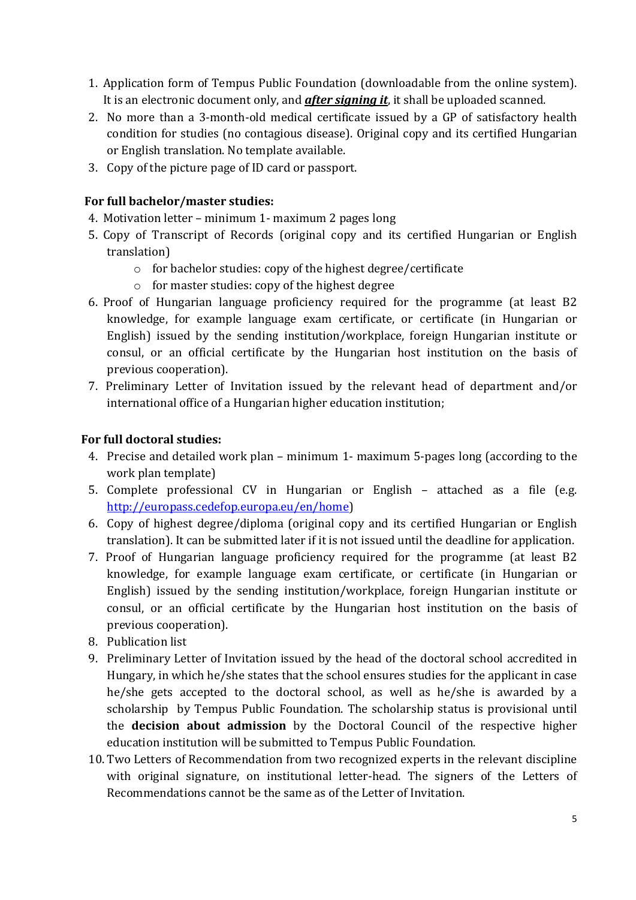1. Application form of Tempus Public Foundation (downloadable from the online system). It is an electronic document only, and ***after signing it***, it shall be uploaded scanned.
2. No more than a 3-month-old medical certificate issued by a GP of satisfactory health condition for studies (no contagious disease). Original copy and its certified Hungarian or English translation. No template available.
3. Copy of the picture page of ID card or passport.

**For full bachelor/master studies:**

4. Motivation letter – minimum 1- maximum 2 pages long
5. Copy of Transcript of Records (original copy and its certified Hungarian or English translation)
   - for bachelor studies: copy of the highest degree/certificate
   - for master studies: copy of the highest degree
6. Proof of Hungarian language proficiency required for the programme (at least B2 knowledge, for example language exam certificate, or certificate (in Hungarian or English) issued by the sending institution/workplace, foreign Hungarian institute or consul, or an official certificate by the Hungarian host institution on the basis of previous cooperation).
7. Preliminary Letter of Invitation issued by the relevant head of department and/or international office of a Hungarian higher education institution;

**For full doctoral studies:**

4. Precise and detailed work plan – minimum 1- maximum 5-pages long (according to the work plan template)
5. Complete professional CV in Hungarian or English – attached as a file (e.g. http://europass.cedefop.europa.eu/en/home)
6. Copy of highest degree/diploma (original copy and its certified Hungarian or English translation). It can be submitted later if it is not issued until the deadline for application.
7. Proof of Hungarian language proficiency required for the programme (at least B2 knowledge, for example language exam certificate, or certificate (in Hungarian or English) issued by the sending institution/workplace, foreign Hungarian institute or consul, or an official certificate by the Hungarian host institution on the basis of previous cooperation).
8. Publication list
9. Preliminary Letter of Invitation issued by the head of the doctoral school accredited in Hungary, in which he/she states that the school ensures studies for the applicant in case he/she gets accepted to the doctoral school, as well as he/she is awarded by a scholarship by Tempus Public Foundation. The scholarship status is provisional until the **decision about admission** by the Doctoral Council of the respective higher education institution will be submitted to Tempus Public Foundation.
10. Two Letters of Recommendation from two recognized experts in the relevant discipline with original signature, on institutional letter-head. The signers of the Letters of Recommendations cannot be the same as of the Letter of Invitation.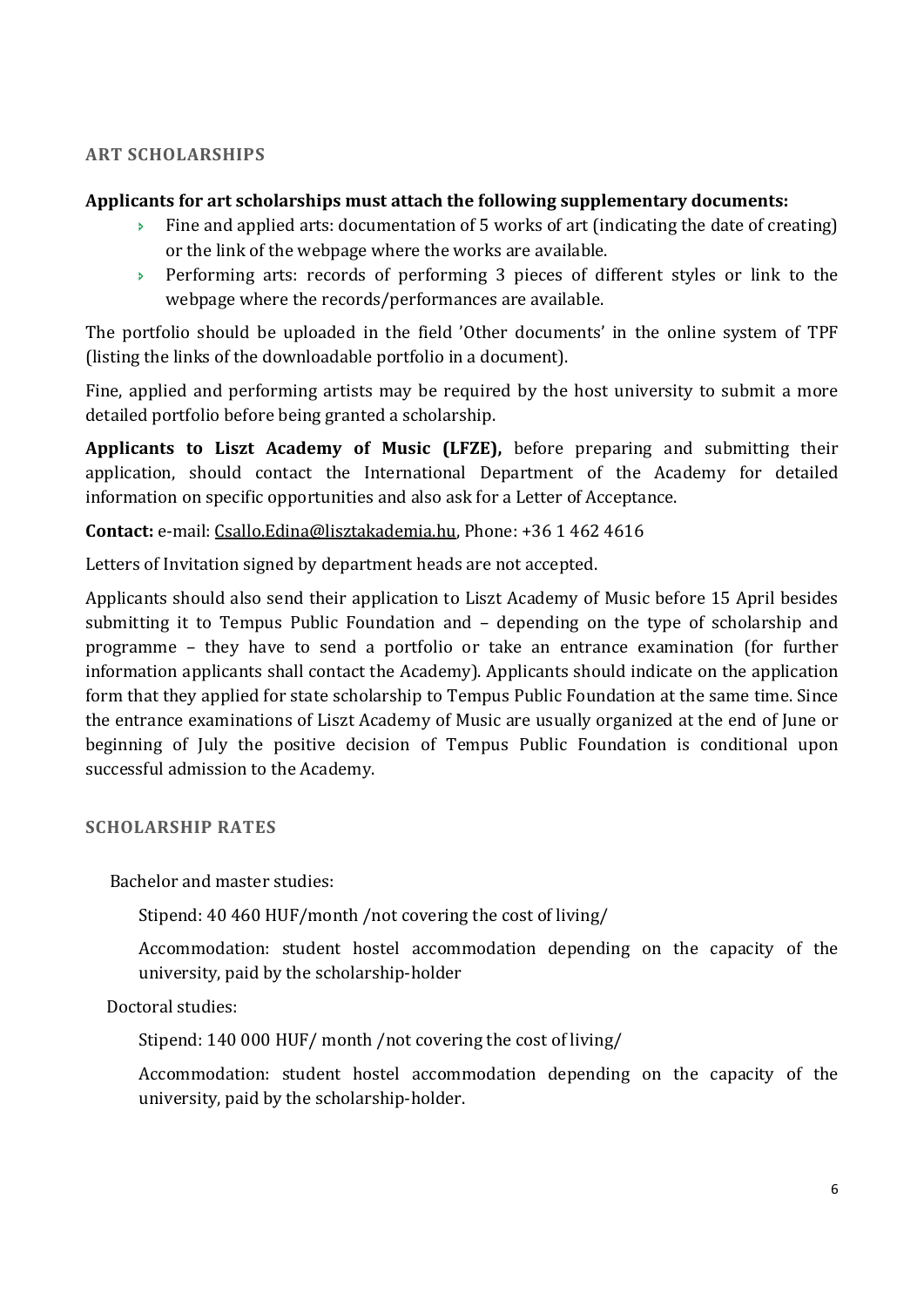## ART SCHOLARSHIPS

**Applicants for art scholarships must attach the following supplementary documents:**

- Fine and applied arts: documentation of 5 works of art (indicating the date of creating) or the link of the webpage where the works are available.
- Performing arts: records of performing 3 pieces of different styles or link to the webpage where the records/performances are available.

The portfolio should be uploaded in the field 'Other documents' in the online system of TPF (listing the links of the downloadable portfolio in a document).

Fine, applied and performing artists may be required by the host university to submit a more detailed portfolio before being granted a scholarship.

**Applicants to Liszt Academy of Music (LFZE),** before preparing and submitting their application, should contact the International Department of the Academy for detailed information on specific opportunities and also ask for a Letter of Acceptance.

**Contact:** e-mail: Csallo.Edina@lisztakademia.hu, Phone: +36 1 462 4616

Letters of Invitation signed by department heads are not accepted.

Applicants should also send their application to Liszt Academy of Music before 15 April besides submitting it to Tempus Public Foundation and – depending on the type of scholarship and programme – they have to send a portfolio or take an entrance examination (for further information applicants shall contact the Academy). Applicants should indicate on the application form that they applied for state scholarship to Tempus Public Foundation at the same time. Since the entrance examinations of Liszt Academy of Music are usually organized at the end of June or beginning of July the positive decision of Tempus Public Foundation is conditional upon successful admission to the Academy.

## SCHOLARSHIP RATES

Bachelor and master studies:

Stipend: 40 460 HUF/month /not covering the cost of living/

Accommodation: student hostel accommodation depending on the capacity of the university, paid by the scholarship-holder

Doctoral studies:

Stipend: 140 000 HUF/ month /not covering the cost of living/

Accommodation: student hostel accommodation depending on the capacity of the university, paid by the scholarship-holder.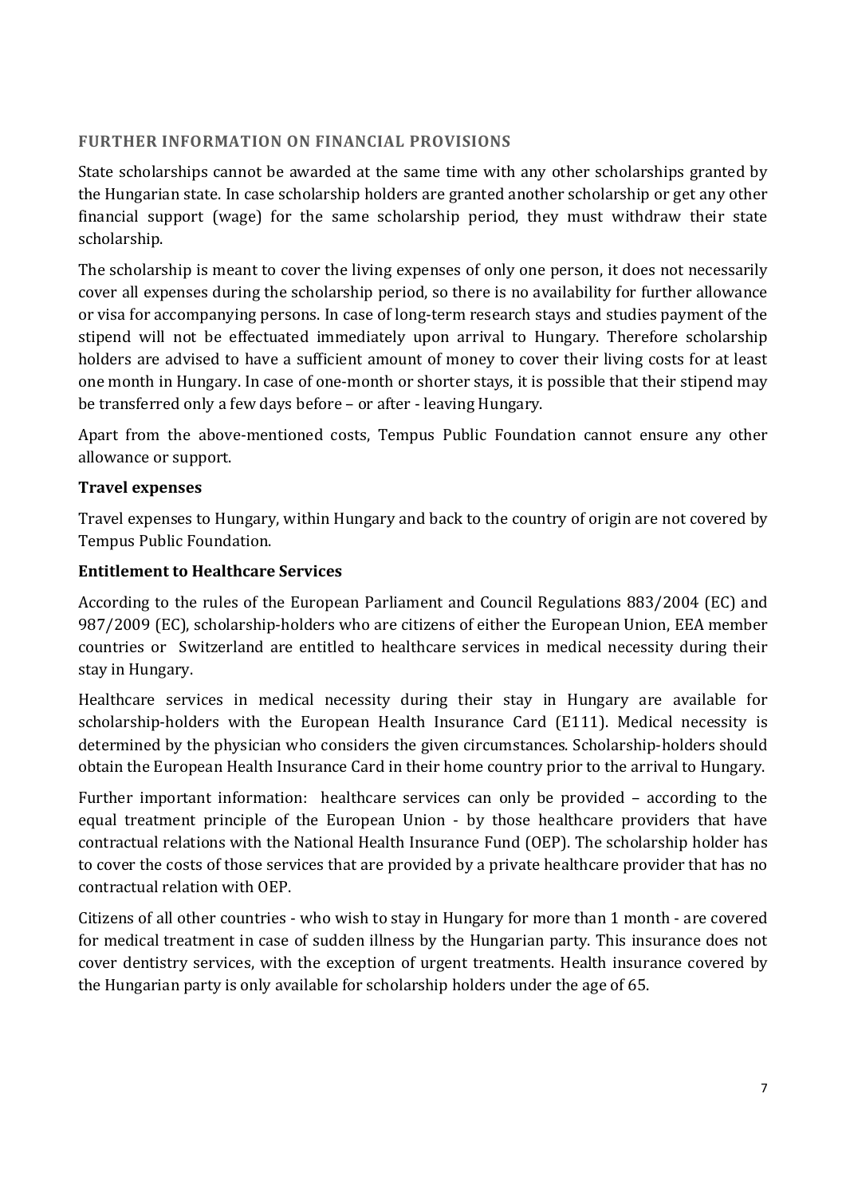## FURTHER INFORMATION ON FINANCIAL PROVISIONS

State scholarships cannot be awarded at the same time with any other scholarships granted by the Hungarian state. In case scholarship holders are granted another scholarship or get any other financial support (wage) for the same scholarship period, they must withdraw their state scholarship.

The scholarship is meant to cover the living expenses of only one person, it does not necessarily cover all expenses during the scholarship period, so there is no availability for further allowance or visa for accompanying persons. In case of long-term research stays and studies payment of the stipend will not be effectuated immediately upon arrival to Hungary. Therefore scholarship holders are advised to have a sufficient amount of money to cover their living costs for at least one month in Hungary. In case of one-month or shorter stays, it is possible that their stipend may be transferred only a few days before – or after - leaving Hungary.

Apart from the above-mentioned costs, Tempus Public Foundation cannot ensure any other allowance or support.

### Travel expenses

Travel expenses to Hungary, within Hungary and back to the country of origin are not covered by Tempus Public Foundation.

### Entitlement to Healthcare Services

According to the rules of the European Parliament and Council Regulations 883/2004 (EC) and 987/2009 (EC), scholarship-holders who are citizens of either the European Union, EEA member countries or Switzerland are entitled to healthcare services in medical necessity during their stay in Hungary.

Healthcare services in medical necessity during their stay in Hungary are available for scholarship-holders with the European Health Insurance Card (E111). Medical necessity is determined by the physician who considers the given circumstances. Scholarship-holders should obtain the European Health Insurance Card in their home country prior to the arrival to Hungary.

Further important information: healthcare services can only be provided – according to the equal treatment principle of the European Union - by those healthcare providers that have contractual relations with the National Health Insurance Fund (OEP). The scholarship holder has to cover the costs of those services that are provided by a private healthcare provider that has no contractual relation with OEP.

Citizens of all other countries - who wish to stay in Hungary for more than 1 month - are covered for medical treatment in case of sudden illness by the Hungarian party. This insurance does not cover dentistry services, with the exception of urgent treatments. Health insurance covered by the Hungarian party is only available for scholarship holders under the age of 65.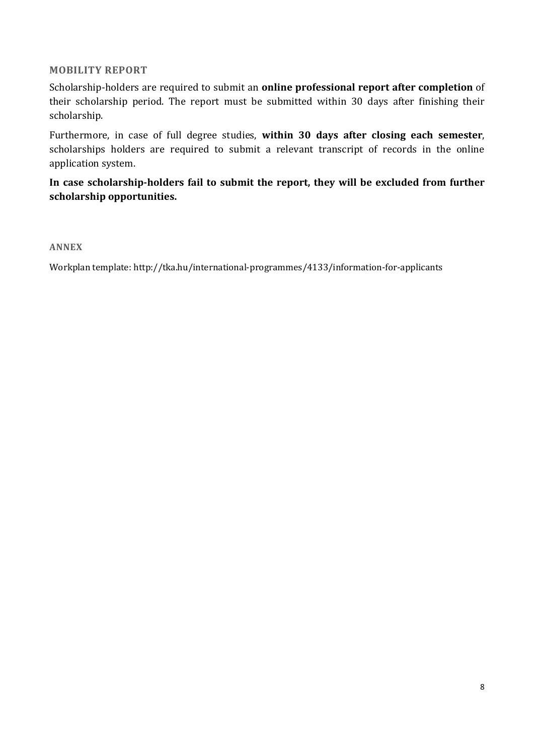## MOBILITY REPORT

Scholarship-holders are required to submit an **online professional report after completion** of their scholarship period. The report must be submitted within 30 days after finishing their scholarship.

Furthermore, in case of full degree studies, **within 30 days after closing each semester**, scholarships holders are required to submit a relevant transcript of records in the online application system.

**In case scholarship-holders fail to submit the report, they will be excluded from further scholarship opportunities.**

## ANNEX

Workplan template: http://tka.hu/international-programmes/4133/information-for-applicants